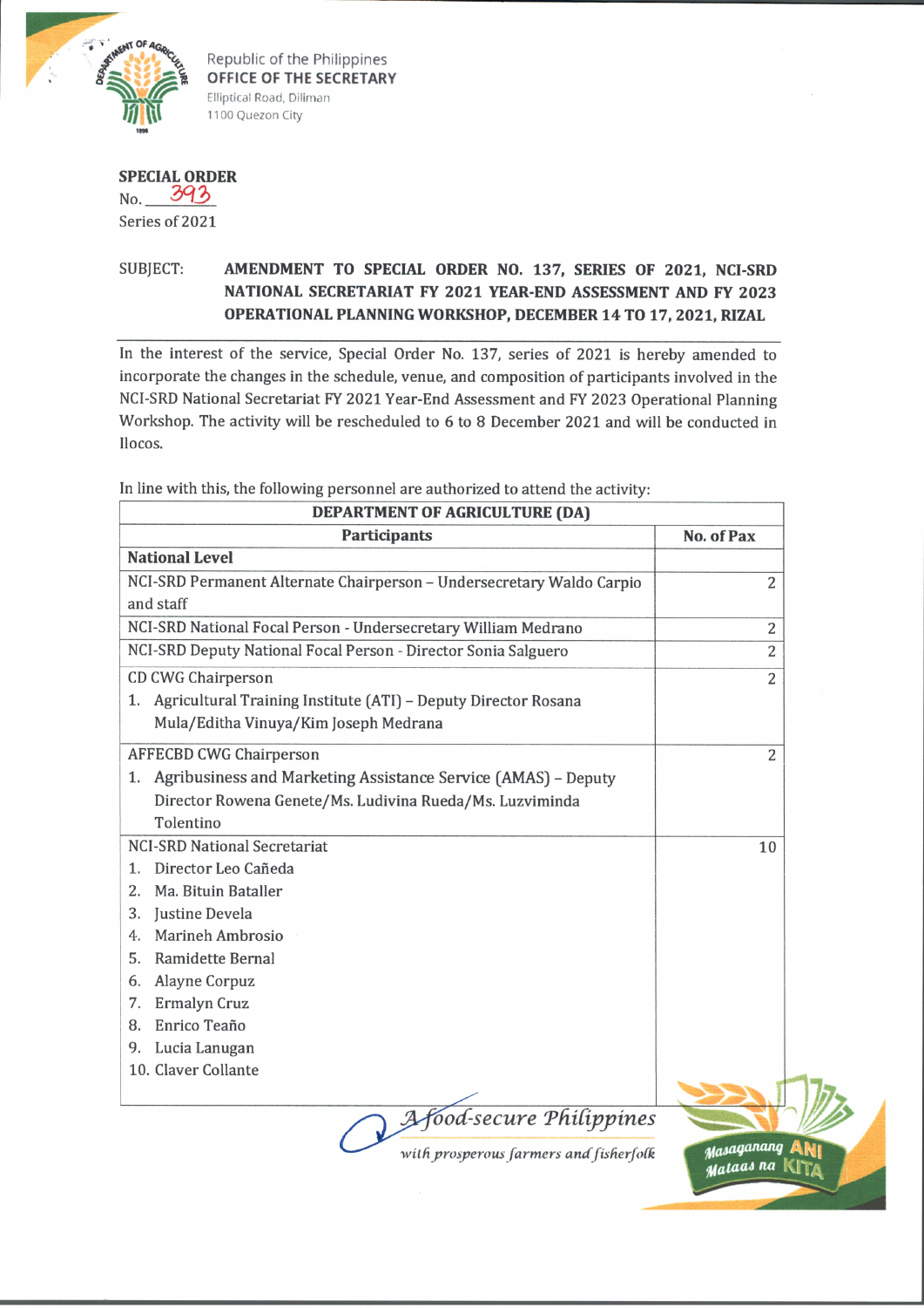Republic of the Philippines
OFFICE OF THE SECRETARY
Elliptical Road, Diliman
1100 Quezon City

**SPECIAL ORDER**
No. 393
Series of 2021

SUBJECT: **AMENDMENT TO SPECIAL ORDER NO. 137, SERIES OF 2021, NCI-SRD NATIONAL SECRETARIAT FY 2021 YEAR-END ASSESSMENT AND FY 2023 OPERATIONAL PLANNING WORKSHOP, DECEMBER 14 TO 17, 2021, RIZAL**

In the interest of the service, Special Order No. 137, series of 2021 is hereby amended to incorporate the changes in the schedule, venue, and composition of participants involved in the NCI-SRD National Secretariat FY 2021 Year-End Assessment and FY 2023 Operational Planning Workshop. The activity will be rescheduled to 6 to 8 December 2021 and will be conducted in Ilocos.

In line with this, the following personnel are authorized to attend the activity:

| DEPARTMENT OF AGRICULTURE (DA) | |
|---|---|
| **Participants** | **No. of Pax** |
| **National Level** | |
| NCI-SRD Permanent Alternate Chairperson – Undersecretary Waldo Carpio and staff | 2 |
| NCI-SRD National Focal Person - Undersecretary William Medrano | 2 |
| NCI-SRD Deputy National Focal Person - Director Sonia Salguero | 2 |
| CD CWG Chairperson<br>1. Agricultural Training Institute (ATI) – Deputy Director Rosana Mula/Editha Vinuya/Kim Joseph Medrana | 2 |
| AFFECBD CWG Chairperson<br>1. Agribusiness and Marketing Assistance Service (AMAS) – Deputy Director Rowena Genete/Ms. Ludivina Rueda/Ms. Luzviminda Tolentino | 2 |
| NCI-SRD National Secretariat<br>1. Director Leo Cañeda<br>2. Ma. Bituin Bataller<br>3. Justine Devela<br>4. Marineh Ambrosio<br>5. Ramidette Bernal<br>6. Alayne Corpuz<br>7. Ermalyn Cruz<br>8. Enrico Teaño<br>9. Lucia Lanugan<br>10. Claver Collante | 10 |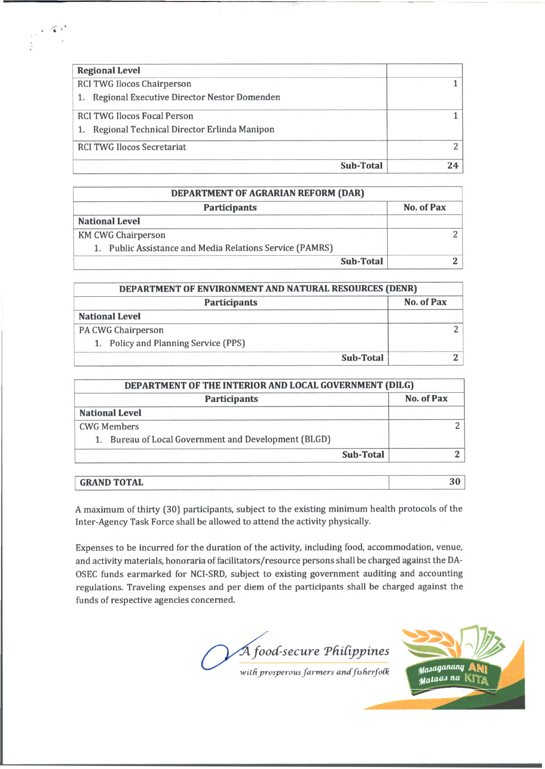| Regional Level | |
|---|---|
| RCI TWG Ilocos Chairperson<br>1. Regional Executive Director Nestor Domenden | 1 |
| RCI TWG Ilocos Focal Person<br>1. Regional Technical Director Erlinda Manipon | 1 |
| RCI TWG Ilocos Secretariat | 2 |
| **Sub-Total** | **24** |

| DEPARTMENT OF AGRARIAN REFORM (DAR) | |
|---|---|
| **Participants** | **No. of Pax** |
| **National Level** | |
| KM CWG Chairperson<br>1. Public Assistance and Media Relations Service (PAMRS) | 2 |
| **Sub-Total** | **2** |

| DEPARTMENT OF ENVIRONMENT AND NATURAL RESOURCES (DENR) | |
|---|---|
| **Participants** | **No. of Pax** |
| **National Level** | |
| PA CWG Chairperson<br>1. Policy and Planning Service (PPS) | 2 |
| **Sub-Total** | **2** |

| DEPARTMENT OF THE INTERIOR AND LOCAL GOVERNMENT (DILG) | |
|---|---|
| **Participants** | **No. of Pax** |
| **National Level** | |
| CWG Members<br>1. Bureau of Local Government and Development (BLGD) | 2 |
| **Sub-Total** | **2** |

| **GRAND TOTAL** | **30** |
|---|---|

A maximum of thirty (30) participants, subject to the existing minimum health protocols of the Inter-Agency Task Force shall be allowed to attend the activity physically.

Expenses to be incurred for the duration of the activity, including food, accommodation, venue, and activity materials, honoraria of facilitators/resource persons shall be charged against the DA-OSEC funds earmarked for NCI-SRD, subject to existing government auditing and accounting regulations. Traveling expenses and per diem of the participants shall be charged against the funds of respective agencies concerned.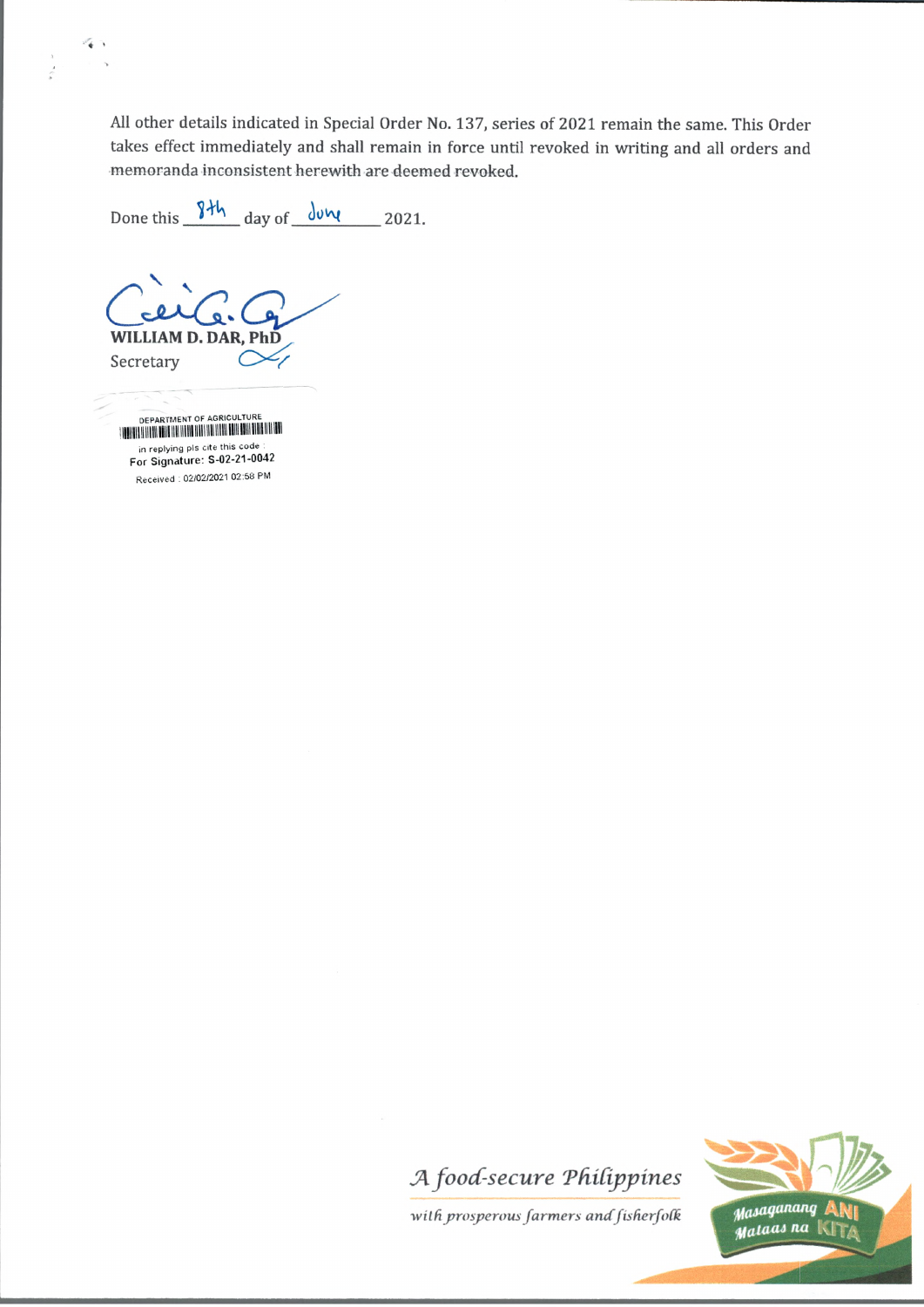All other details indicated in Special Order No. 137, series of 2021 remain the same. This Order takes effect immediately and shall remain in force until revoked in writing and all orders and memoranda inconsistent herewith are deemed revoked.

Done this 8th day of June 2021.

**WILLIAM D. DAR, PhD**
Secretary

DEPARTMENT OF AGRICULTURE
in replying pls cite this code :
For Signature: S-02-21-0042
Received : 02/02/2021 02:58 PM

*A food-secure Philippines*
*with prosperous farmers and fisherfolk*

Masaganang ANI Mataas na KITA